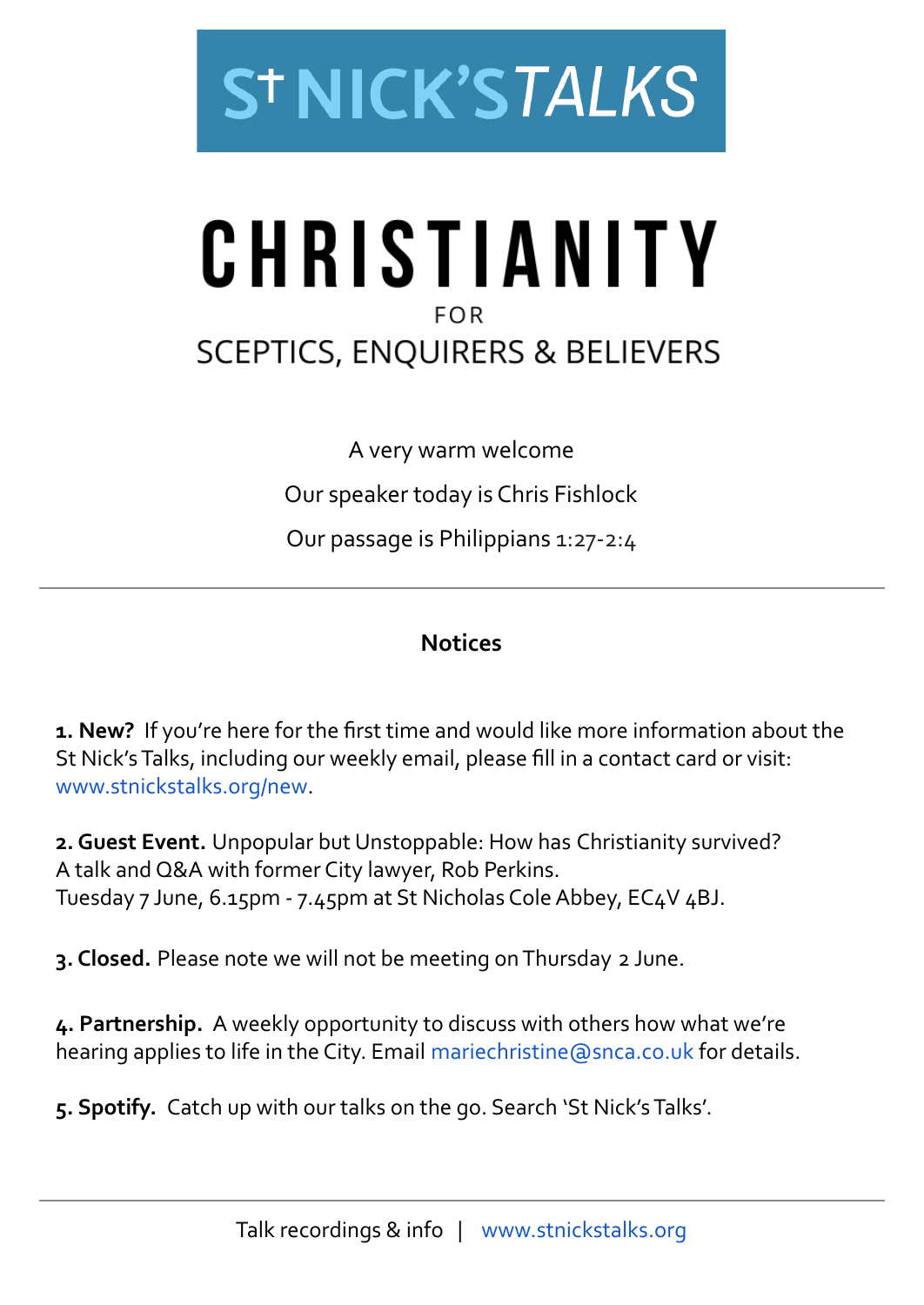# St NICK'S TALKS

# CHRISTIANITY

FOR

## SCEPTICS, ENQUIRERS & BELIEVERS

A very warm welcome

Our speaker today is Chris Fishlock

Our passage is Philippians 1:27-2:4

---

### Notices

**1. New?** If you're here for the first time and would like more information about the St Nick's Talks, including our weekly email, please fill in a contact card or visit: www.stnickstalks.org/new.

**2. Guest Event.** Unpopular but Unstoppable: How has Christianity survived?
A talk and Q&A with former City lawyer, Rob Perkins.
Tuesday 7 June, 6.15pm - 7.45pm at St Nicholas Cole Abbey, EC4V 4BJ.

**3. Closed.** Please note we will not be meeting on Thursday 2 June.

**4. Partnership.** A weekly opportunity to discuss with others how what we're hearing applies to life in the City. Email mariechristine@snca.co.uk for details.

**5. Spotify.** Catch up with our talks on the go. Search 'St Nick's Talks'.

---

Talk recordings & info | www.stnickstalks.org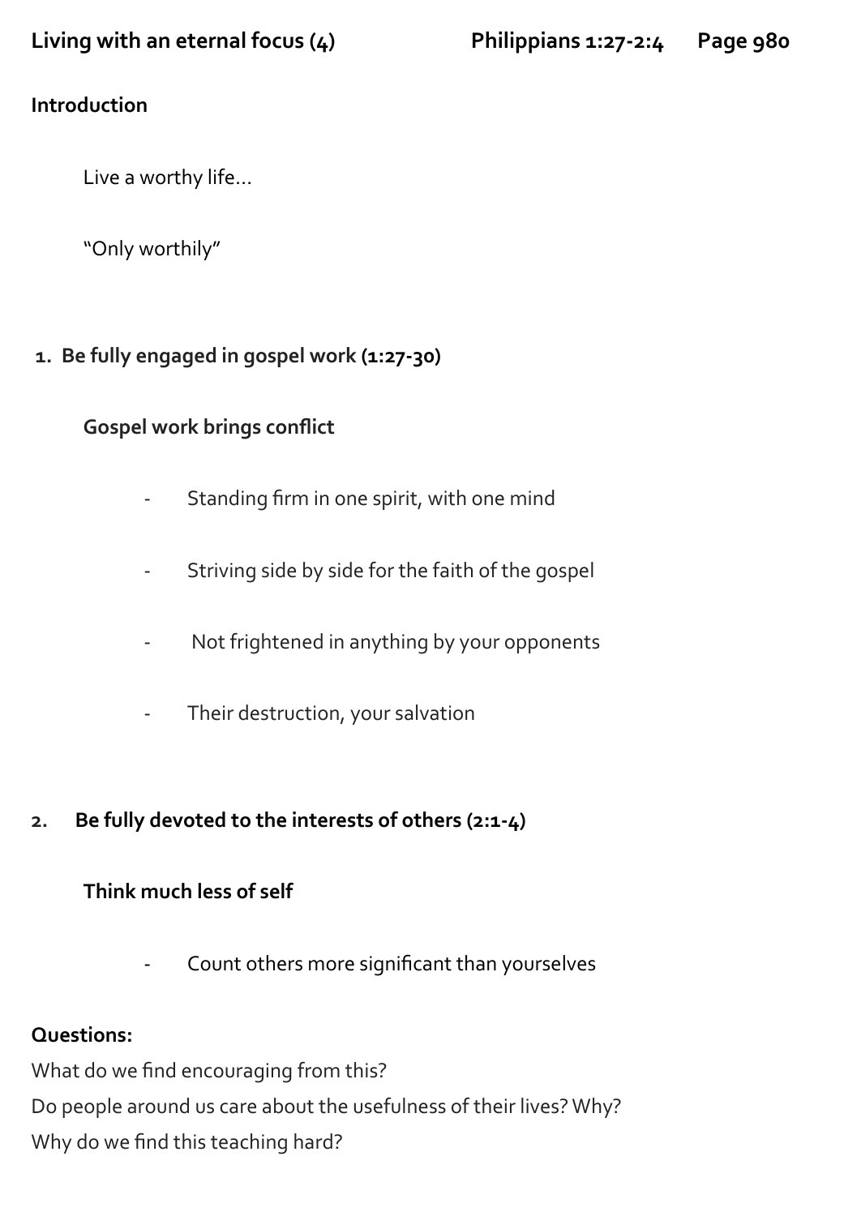**Living with an eternal focus (4)** **Philippians 1:27-2:4** **Page 980**

**Introduction**

Live a worthy life…

"Only worthily"

1. **Be fully engaged in gospel work (1:27-30)**

   **Gospel work brings conflict**

   - Standing firm in one spirit, with one mind
   - Striving side by side for the faith of the gospel
   - Not frightened in anything by your opponents
   - Their destruction, your salvation

2. **Be fully devoted to the interests of others (2:1-4)**

   **Think much less of self**

   - Count others more significant than yourselves

**Questions:**

What do we find encouraging from this?

Do people around us care about the usefulness of their lives? Why?

Why do we find this teaching hard?